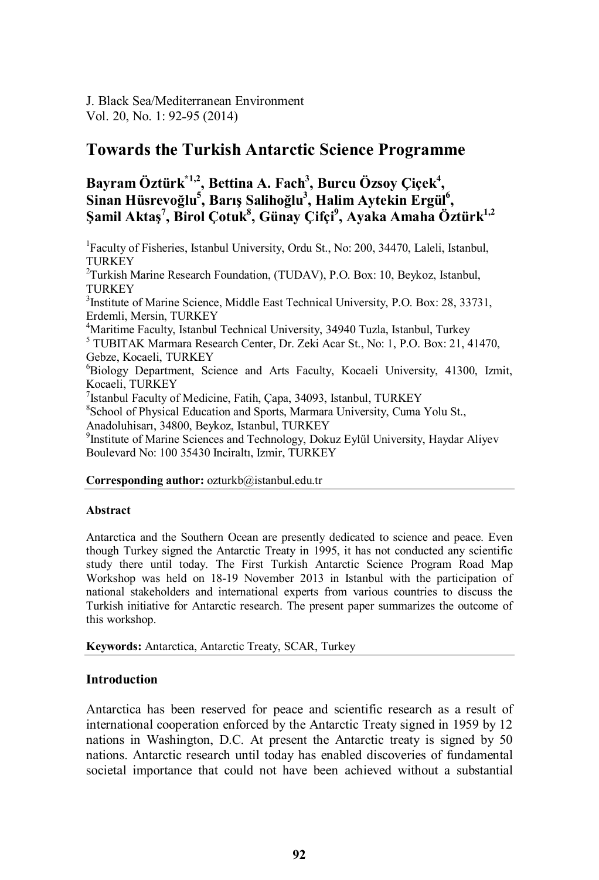J. Black Sea/Mediterranean Environment
Vol. 20, No. 1: 92-95 (2014)

# Towards the Turkish Antarctic Science Programme

**Bayram Öztürk[*1,2], Bettina A. Fach[3], Burcu Özsoy Çiçek[4], Sinan Hüsrevoğlu[5], Barış Salihoğlu[3], Halim Aytekin Ergül[6], Şamil Aktaş[7], Birol Çotuk[8], Günay Çifçi[9], Ayaka Amaha Öztürk[1,2]**

[1]Faculty of Fisheries, Istanbul University, Ordu St., No: 200, 34470, Laleli, Istanbul, TURKEY
[2]Turkish Marine Research Foundation, (TUDAV), P.O. Box: 10, Beykoz, Istanbul, TURKEY
[3]Institute of Marine Science, Middle East Technical University, P.O. Box: 28, 33731, Erdemli, Mersin, TURKEY
[4]Maritime Faculty, Istanbul Technical University, 34940 Tuzla, Istanbul, Turkey
[5] TUBITAK Marmara Research Center, Dr. Zeki Acar St., No: 1, P.O. Box: 21, 41470, Gebze, Kocaeli, TURKEY
[6]Biology Department, Science and Arts Faculty, Kocaeli University, 41300, Izmit, Kocaeli, TURKEY
[7]Istanbul Faculty of Medicine, Fatih, Çapa, 34093, Istanbul, TURKEY
[8]School of Physical Education and Sports, Marmara University, Cuma Yolu St., Anadoluhisarı, 34800, Beykoz, Istanbul, TURKEY
[9]Institute of Marine Sciences and Technology, Dokuz Eylül University, Haydar Aliyev Boulevard No: 100 35430 Inciraltı, Izmir, TURKEY

**Corresponding author:** ozturkb@istanbul.edu.tr

### Abstract

Antarctica and the Southern Ocean are presently dedicated to science and peace. Even though Turkey signed the Antarctic Treaty in 1995, it has not conducted any scientific study there until today. The First Turkish Antarctic Science Program Road Map Workshop was held on 18-19 November 2013 in Istanbul with the participation of national stakeholders and international experts from various countries to discuss the Turkish initiative for Antarctic research. The present paper summarizes the outcome of this workshop.

**Keywords:** Antarctica, Antarctic Treaty, SCAR, Turkey

## Introduction

Antarctica has been reserved for peace and scientific research as a result of international cooperation enforced by the Antarctic Treaty signed in 1959 by 12 nations in Washington, D.C. At present the Antarctic treaty is signed by 50 nations. Antarctic research until today has enabled discoveries of fundamental societal importance that could not have been achieved without a substantial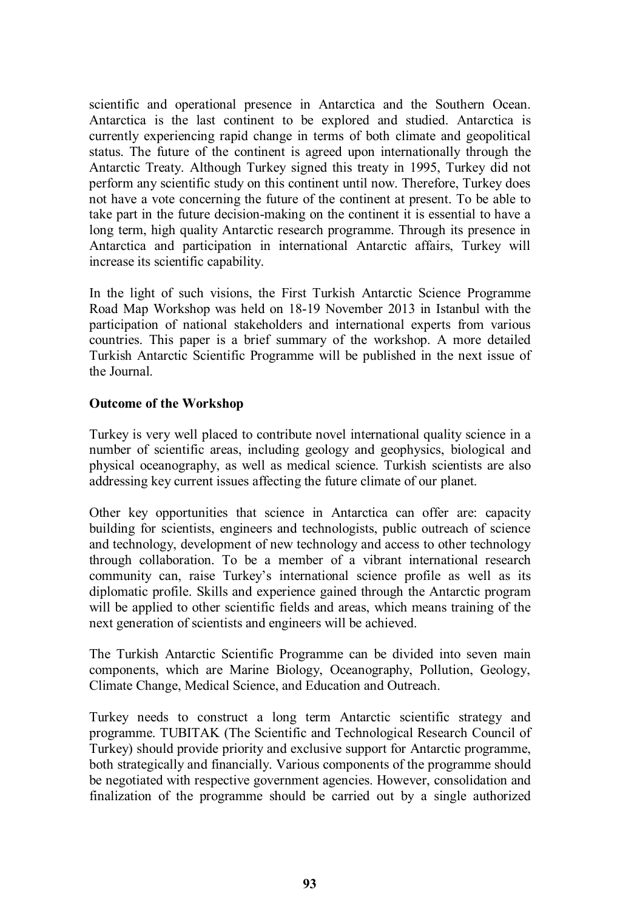scientific and operational presence in Antarctica and the Southern Ocean. Antarctica is the last continent to be explored and studied. Antarctica is currently experiencing rapid change in terms of both climate and geopolitical status. The future of the continent is agreed upon internationally through the Antarctic Treaty. Although Turkey signed this treaty in 1995, Turkey did not perform any scientific study on this continent until now. Therefore, Turkey does not have a vote concerning the future of the continent at present. To be able to take part in the future decision-making on the continent it is essential to have a long term, high quality Antarctic research programme. Through its presence in Antarctica and participation in international Antarctic affairs, Turkey will increase its scientific capability.

In the light of such visions, the First Turkish Antarctic Science Programme Road Map Workshop was held on 18-19 November 2013 in Istanbul with the participation of national stakeholders and international experts from various countries. This paper is a brief summary of the workshop. A more detailed Turkish Antarctic Scientific Programme will be published in the next issue of the Journal.

**Outcome of the Workshop**

Turkey is very well placed to contribute novel international quality science in a number of scientific areas, including geology and geophysics, biological and physical oceanography, as well as medical science. Turkish scientists are also addressing key current issues affecting the future climate of our planet.

Other key opportunities that science in Antarctica can offer are: capacity building for scientists, engineers and technologists, public outreach of science and technology, development of new technology and access to other technology through collaboration. To be a member of a vibrant international research community can, raise Turkey's international science profile as well as its diplomatic profile. Skills and experience gained through the Antarctic program will be applied to other scientific fields and areas, which means training of the next generation of scientists and engineers will be achieved.

The Turkish Antarctic Scientific Programme can be divided into seven main components, which are Marine Biology, Oceanography, Pollution, Geology, Climate Change, Medical Science, and Education and Outreach.

Turkey needs to construct a long term Antarctic scientific strategy and programme. TUBITAK (The Scientific and Technological Research Council of Turkey) should provide priority and exclusive support for Antarctic programme, both strategically and financially. Various components of the programme should be negotiated with respective government agencies. However, consolidation and finalization of the programme should be carried out by a single authorized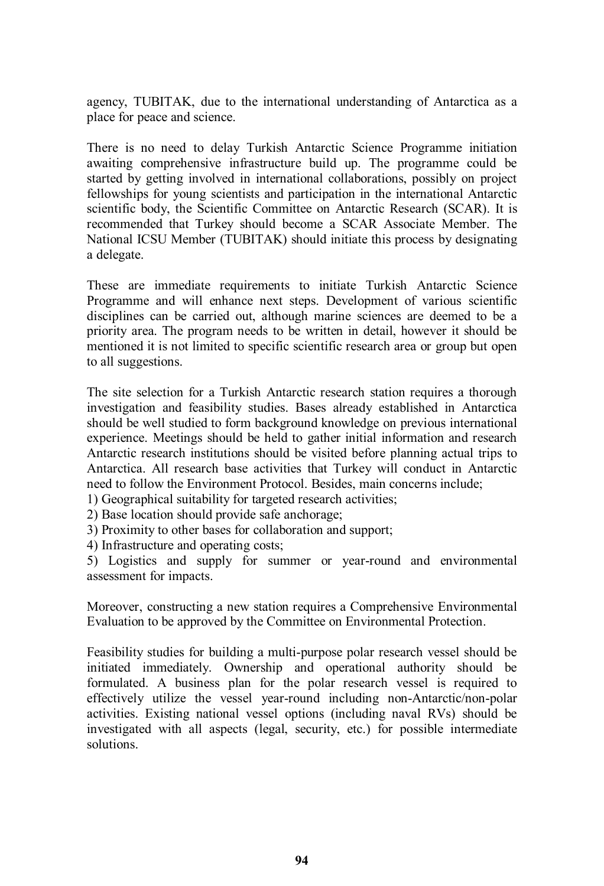agency, TUBITAK, due to the international understanding of Antarctica as a place for peace and science.

There is no need to delay Turkish Antarctic Science Programme initiation awaiting comprehensive infrastructure build up. The programme could be started by getting involved in international collaborations, possibly on project fellowships for young scientists and participation in the international Antarctic scientific body, the Scientific Committee on Antarctic Research (SCAR). It is recommended that Turkey should become a SCAR Associate Member. The National ICSU Member (TUBITAK) should initiate this process by designating a delegate.

These are immediate requirements to initiate Turkish Antarctic Science Programme and will enhance next steps. Development of various scientific disciplines can be carried out, although marine sciences are deemed to be a priority area. The program needs to be written in detail, however it should be mentioned it is not limited to specific scientific research area or group but open to all suggestions.

The site selection for a Turkish Antarctic research station requires a thorough investigation and feasibility studies. Bases already established in Antarctica should be well studied to form background knowledge on previous international experience. Meetings should be held to gather initial information and research Antarctic research institutions should be visited before planning actual trips to Antarctica. All research base activities that Turkey will conduct in Antarctic need to follow the Environment Protocol. Besides, main concerns include;

1) Geographical suitability for targeted research activities;
2) Base location should provide safe anchorage;
3) Proximity to other bases for collaboration and support;
4) Infrastructure and operating costs;
5) Logistics and supply for summer or year-round and environmental assessment for impacts.

Moreover, constructing a new station requires a Comprehensive Environmental Evaluation to be approved by the Committee on Environmental Protection.

Feasibility studies for building a multi-purpose polar research vessel should be initiated immediately. Ownership and operational authority should be formulated. A business plan for the polar research vessel is required to effectively utilize the vessel year-round including non-Antarctic/non-polar activities. Existing national vessel options (including naval RVs) should be investigated with all aspects (legal, security, etc.) for possible intermediate solutions.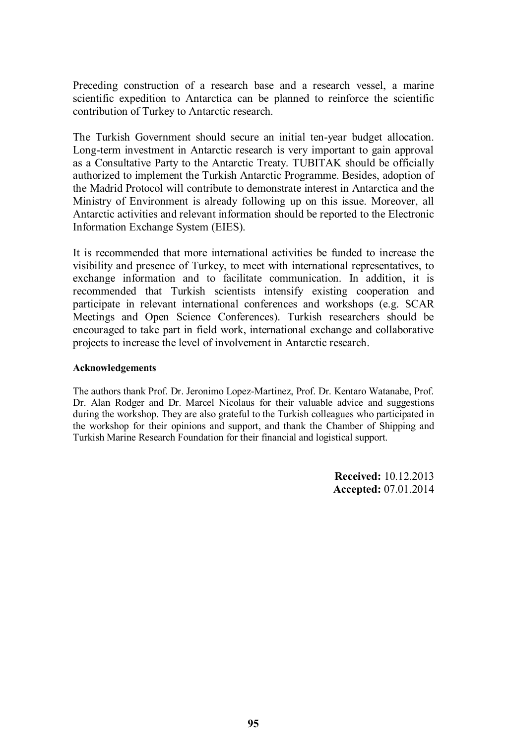Preceding construction of a research base and a research vessel, a marine scientific expedition to Antarctica can be planned to reinforce the scientific contribution of Turkey to Antarctic research.

The Turkish Government should secure an initial ten-year budget allocation. Long-term investment in Antarctic research is very important to gain approval as a Consultative Party to the Antarctic Treaty. TUBITAK should be officially authorized to implement the Turkish Antarctic Programme. Besides, adoption of the Madrid Protocol will contribute to demonstrate interest in Antarctica and the Ministry of Environment is already following up on this issue. Moreover, all Antarctic activities and relevant information should be reported to the Electronic Information Exchange System (EIES).

It is recommended that more international activities be funded to increase the visibility and presence of Turkey, to meet with international representatives, to exchange information and to facilitate communication. In addition, it is recommended that Turkish scientists intensify existing cooperation and participate in relevant international conferences and workshops (e.g. SCAR Meetings and Open Science Conferences). Turkish researchers should be encouraged to take part in field work, international exchange and collaborative projects to increase the level of involvement in Antarctic research.

#### Acknowledgements

The authors thank Prof. Dr. Jeronimo Lopez-Martinez, Prof. Dr. Kentaro Watanabe, Prof. Dr. Alan Rodger and Dr. Marcel Nicolaus for their valuable advice and suggestions during the workshop. They are also grateful to the Turkish colleagues who participated in the workshop for their opinions and support, and thank the Chamber of Shipping and Turkish Marine Research Foundation for their financial and logistical support.

**Received:** 10.12.2013
**Accepted:** 07.01.2014